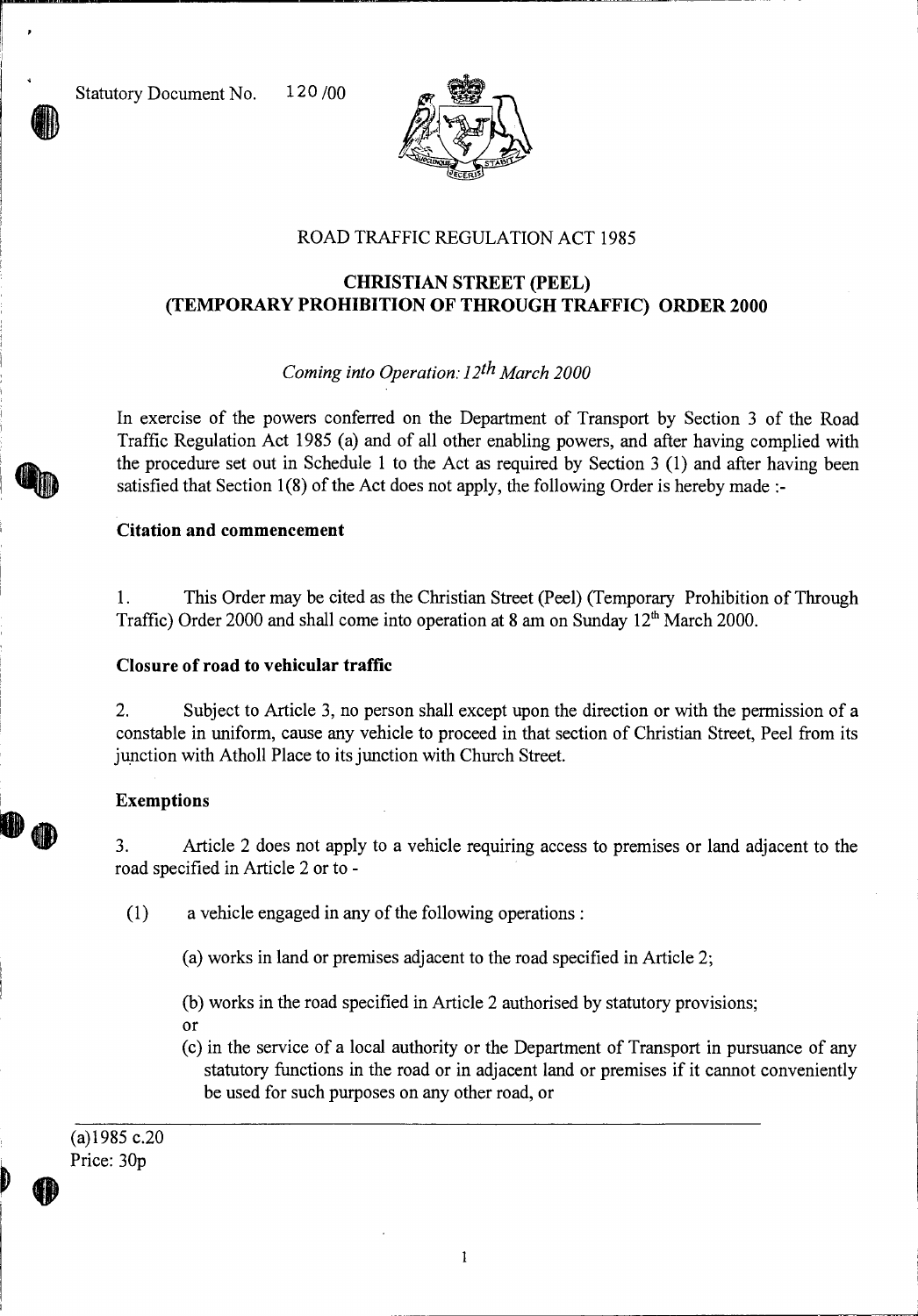Statutory Document No. 120/00

ROAD TRAFFIC REGULATION ACT 1985

# CHRISTIAN STREET (PEEL) (TEMPORARY PROHIBITION OF THROUGH TRAFFIC) ORDER 2000

*Coming into Operation: 12th March 2000*

In exercise of the powers conferred on the Department of Transport by Section 3 of the Road Traffic Regulation Act 1985 (a) and of all other enabling powers, and after having complied with the procedure set out in Schedule 1 to the Act as required by Section 3 (1) and after having been satisfied that Section 1(8) of the Act does not apply, the following Order is hereby made :-

**Citation and commencement**

1. This Order may be cited as the Christian Street (Peel) (Temporary Prohibition of Through Traffic) Order 2000 and shall come into operation at 8 am on Sunday 12th March 2000.

**Closure of road to vehicular traffic**

2. Subject to Article 3, no person shall except upon the direction or with the permission of a constable in uniform, cause any vehicle to proceed in that section of Christian Street, Peel from its junction with Atholl Place to its junction with Church Street.

**Exemptions**

3. Article 2 does not apply to a vehicle requiring access to premises or land adjacent to the road specified in Article 2 or to -

(1) a vehicle engaged in any of the following operations :

(a) works in land or premises adjacent to the road specified in Article 2;

(b) works in the road specified in Article 2 authorised by statutory provisions;

or

(c) in the service of a local authority or the Department of Transport in pursuance of any statutory functions in the road or in adjacent land or premises if it cannot conveniently be used for such purposes on any other road, or

(a)1985 c.20

Price: 30p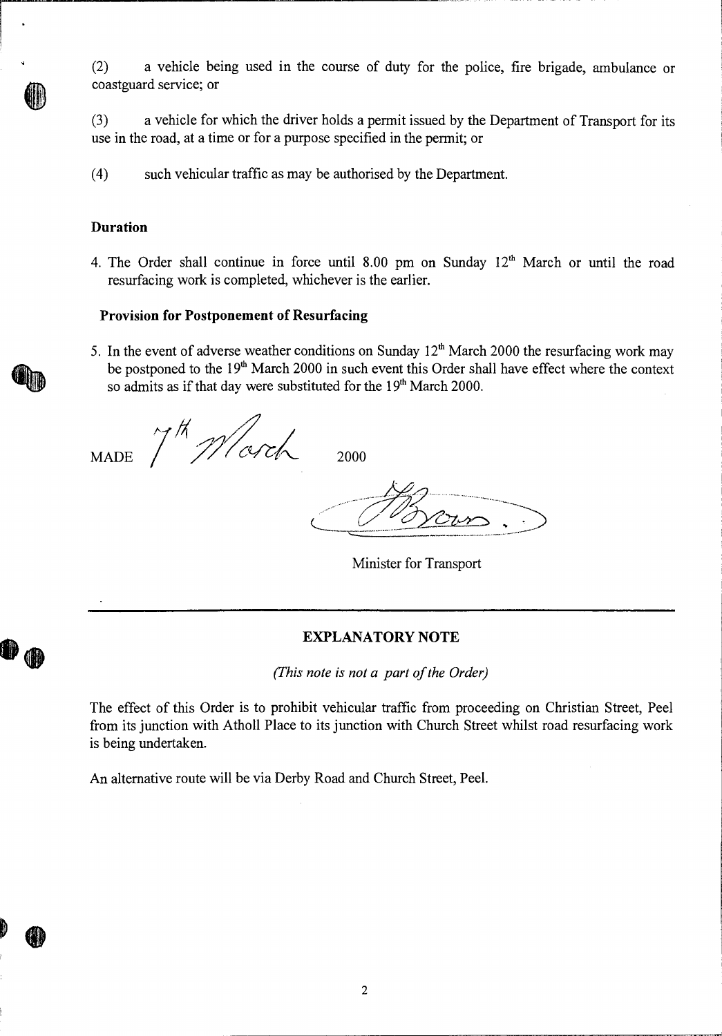(2) a vehicle being used in the course of duty for the police, fire brigade, ambulance or coastguard service; or

(3) a vehicle for which the driver holds a permit issued by the Department of Transport for its use in the road, at a time or for a purpose specified in the permit; or

(4) such vehicular traffic as may be authorised by the Department.

**Duration**

4. The Order shall continue in force until 8.00 pm on Sunday 12th March or until the road resurfacing work is completed, whichever is the earlier.

**Provision for Postponement of Resurfacing**

5. In the event of adverse weather conditions on Sunday 12th March 2000 the resurfacing work may be postponed to the 19th March 2000 in such event this Order shall have effect where the context so admits as if that day were substituted for the 19th March 2000.

MADE 7th March 2000

Minister for Transport

---

**EXPLANATORY NOTE**

*(This note is not a part of the Order)*

The effect of this Order is to prohibit vehicular traffic from proceeding on Christian Street, Peel from its junction with Atholl Place to its junction with Church Street whilst road resurfacing work is being undertaken.

An alternative route will be via Derby Road and Church Street, Peel.